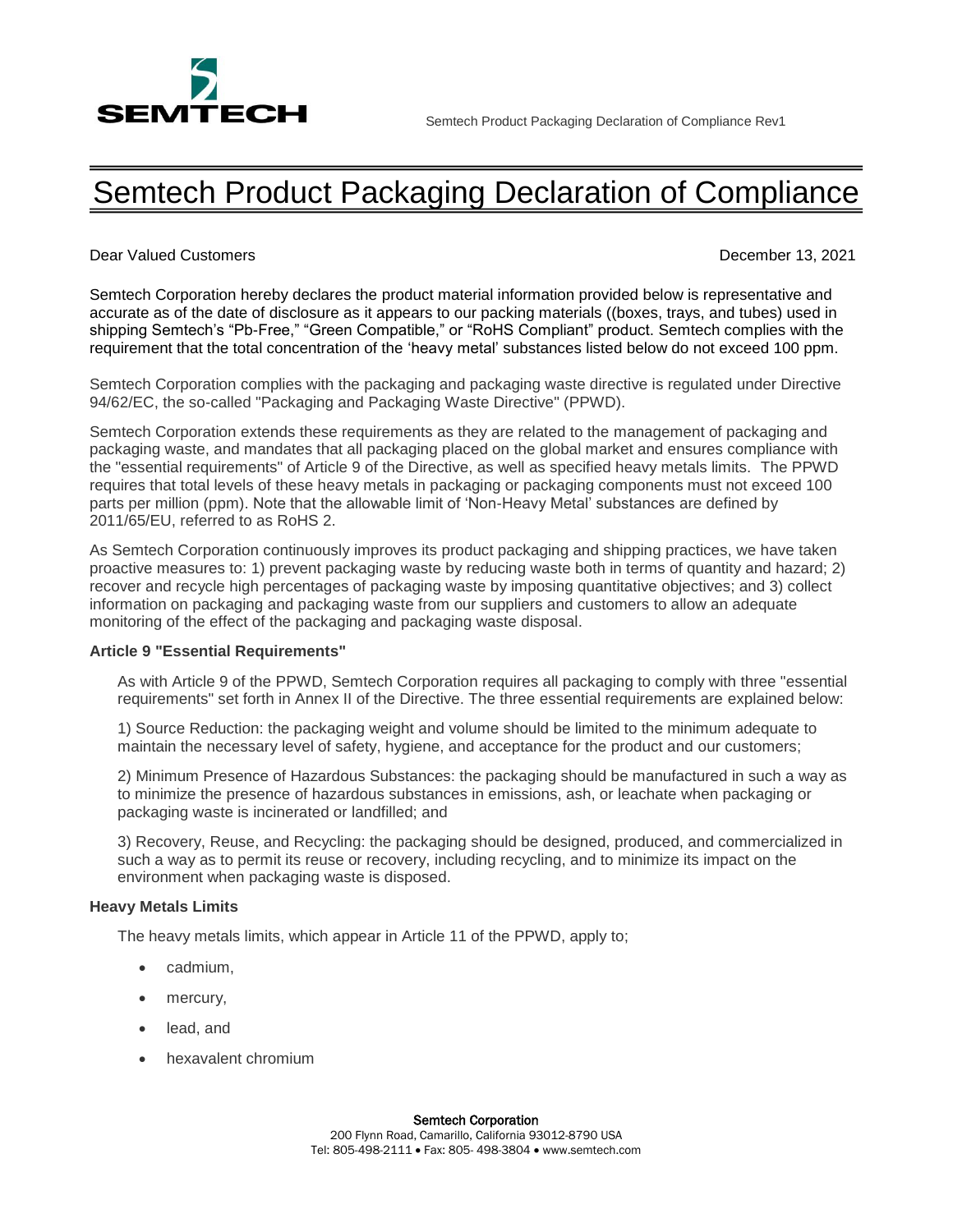# Semtech Product Packaging Declaration of Compliance

Dear Valued Customers

December 13, 2021

Semtech Corporation hereby declares the product material information provided below is representative and accurate as of the date of disclosure as it appears to our packing materials ((boxes, trays, and tubes) used in shipping Semtech's "Pb-Free," "Green Compatible," or "RoHS Compliant" product. Semtech complies with the requirement that the total concentration of the 'heavy metal' substances listed below do not exceed 100 ppm.

Semtech Corporation complies with the packaging and packaging waste directive is regulated under Directive 94/62/EC, the so-called "Packaging and Packaging Waste Directive" (PPWD).

Semtech Corporation extends these requirements as they are related to the management of packaging and packaging waste, and mandates that all packaging placed on the global market and ensures compliance with the "essential requirements" of Article 9 of the Directive, as well as specified heavy metals limits. The PPWD requires that total levels of these heavy metals in packaging or packaging components must not exceed 100 parts per million (ppm). Note that the allowable limit of 'Non-Heavy Metal' substances are defined by 2011/65/EU, referred to as RoHS 2.

As Semtech Corporation continuously improves its product packaging and shipping practices, we have taken proactive measures to: 1) prevent packaging waste by reducing waste both in terms of quantity and hazard; 2) recover and recycle high percentages of packaging waste by imposing quantitative objectives; and 3) collect information on packaging and packaging waste from our suppliers and customers to allow an adequate monitoring of the effect of the packaging and packaging waste disposal.

**Article 9 "Essential Requirements"**

As with Article 9 of the PPWD, Semtech Corporation requires all packaging to comply with three "essential requirements" set forth in Annex II of the Directive. The three essential requirements are explained below:

1) Source Reduction: the packaging weight and volume should be limited to the minimum adequate to maintain the necessary level of safety, hygiene, and acceptance for the product and our customers;

2) Minimum Presence of Hazardous Substances: the packaging should be manufactured in such a way as to minimize the presence of hazardous substances in emissions, ash, or leachate when packaging or packaging waste is incinerated or landfilled; and

3) Recovery, Reuse, and Recycling: the packaging should be designed, produced, and commercialized in such a way as to permit its reuse or recovery, including recycling, and to minimize its impact on the environment when packaging waste is disposed.

**Heavy Metals Limits**

The heavy metals limits, which appear in Article 11 of the PPWD, apply to;

- cadmium,
- mercury,
- lead, and
- hexavalent chromium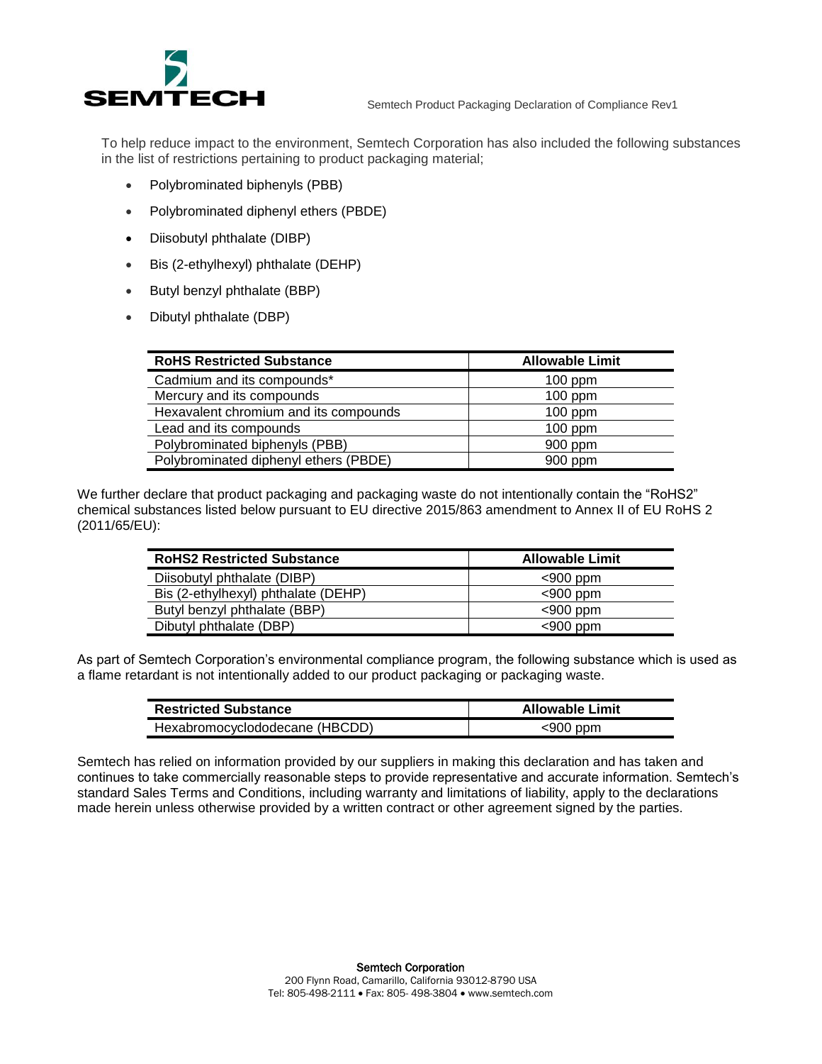To help reduce impact to the environment, Semtech Corporation has also included the following substances in the list of restrictions pertaining to product packaging material;

- Polybrominated biphenyls (PBB)
- Polybrominated diphenyl ethers (PBDE)
- Diisobutyl phthalate (DIBP)
- Bis (2-ethylhexyl) phthalate (DEHP)
- Butyl benzyl phthalate (BBP)
- Dibutyl phthalate (DBP)

| RoHS Restricted Substance | Allowable Limit |
| --- | --- |
| Cadmium and its compounds* | 100 ppm |
| Mercury and its compounds | 100 ppm |
| Hexavalent chromium and its compounds | 100 ppm |
| Lead and its compounds | 100 ppm |
| Polybrominated biphenyls (PBB) | 900 ppm |
| Polybrominated diphenyl ethers (PBDE) | 900 ppm |

We further declare that product packaging and packaging waste do not intentionally contain the "RoHS2" chemical substances listed below pursuant to EU directive 2015/863 amendment to Annex II of EU RoHS 2 (2011/65/EU):

| RoHS2 Restricted Substance | Allowable Limit |
| --- | --- |
| Diisobutyl phthalate (DIBP) | <900 ppm |
| Bis (2-ethylhexyl) phthalate (DEHP) | <900 ppm |
| Butyl benzyl phthalate (BBP) | <900 ppm |
| Dibutyl phthalate (DBP) | <900 ppm |

As part of Semtech Corporation's environmental compliance program, the following substance which is used as a flame retardant is not intentionally added to our product packaging or packaging waste.

| Restricted Substance | Allowable Limit |
| --- | --- |
| Hexabromocyclododecane (HBCDD) | <900 ppm |

Semtech has relied on information provided by our suppliers in making this declaration and has taken and continues to take commercially reasonable steps to provide representative and accurate information. Semtech's standard Sales Terms and Conditions, including warranty and limitations of liability, apply to the declarations made herein unless otherwise provided by a written contract or other agreement signed by the parties.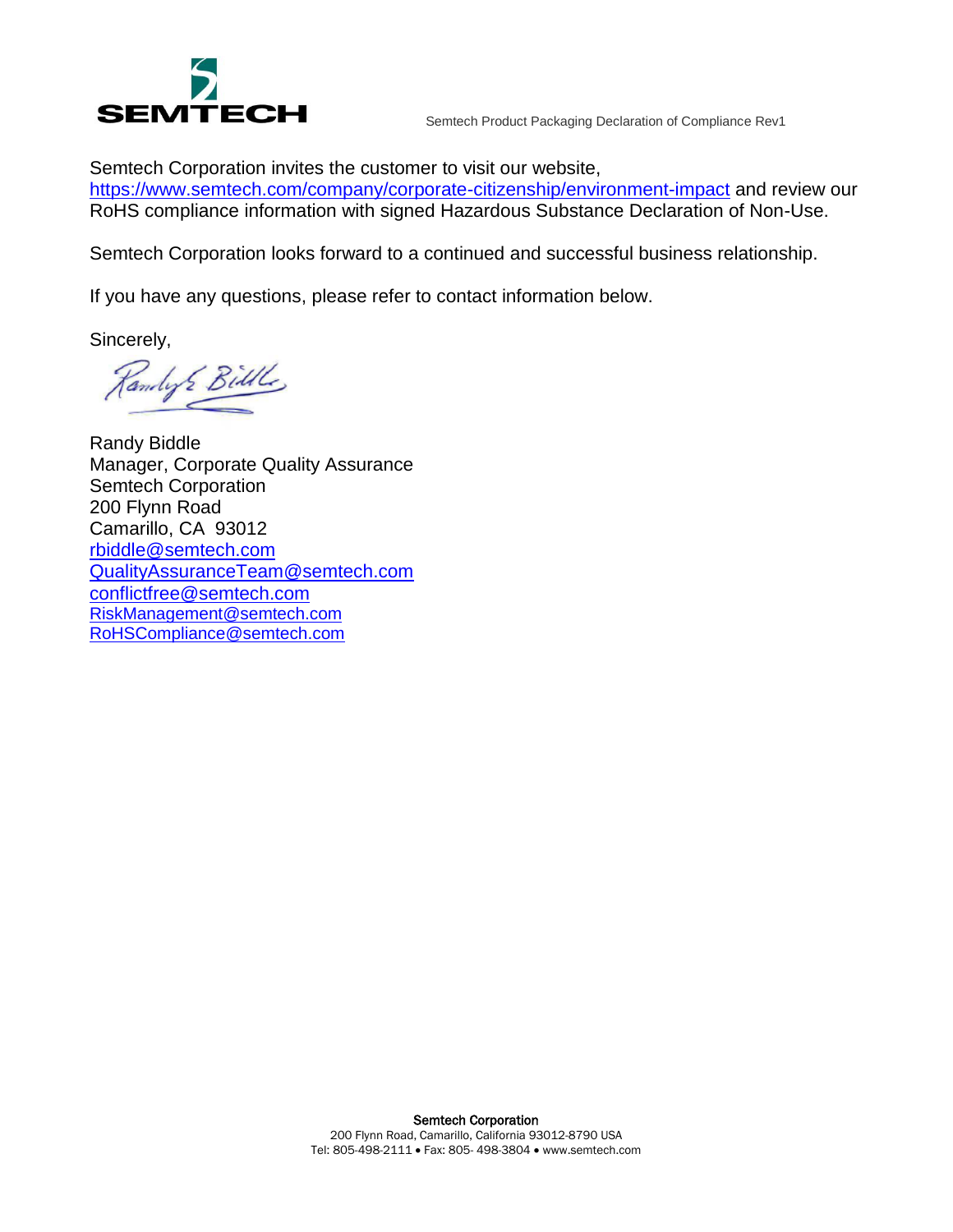Semtech Corporation invites the customer to visit our website, https://www.semtech.com/company/corporate-citizenship/environment-impact and review our RoHS compliance information with signed Hazardous Substance Declaration of Non-Use.

Semtech Corporation looks forward to a continued and successful business relationship.

If you have any questions, please refer to contact information below.

Sincerely,

Randy Biddle
Manager, Corporate Quality Assurance
Semtech Corporation
200 Flynn Road
Camarillo, CA 93012
rbiddle@semtech.com
QualityAssuranceTeam@semtech.com
conflictfree@semtech.com
RiskManagement@semtech.com
RoHSCompliance@semtech.com